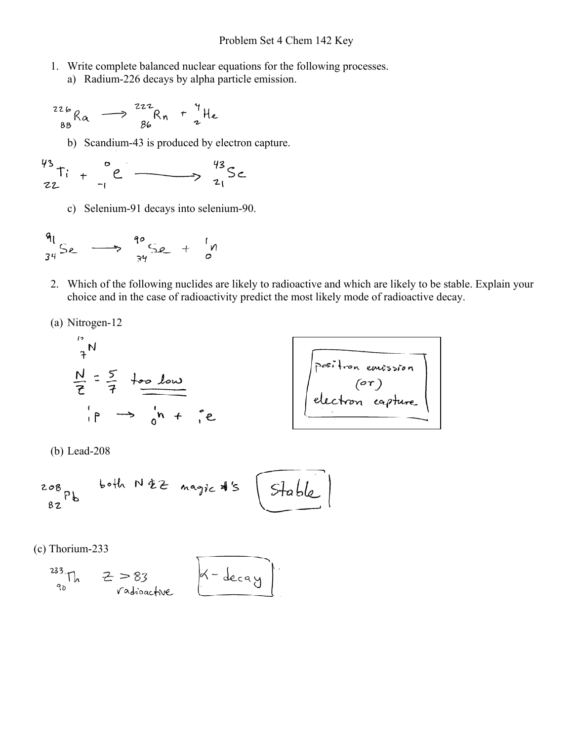# Problem Set 4 Chem 142 Key

1. Write complete balanced nuclear equations for the following processes.
   a) Radium-226 decays by alpha particle emission.

$$^{226}_{88}Ra \longrightarrow ^{222}_{86}Rn + ^{4}_{2}He$$

   b) Scandium-43 is produced by electron capture.

$$^{43}_{22}Ti + ^{0}_{-1}e \longrightarrow ^{43}_{21}Sc$$

   c) Selenium-91 decays into selenium-90.

$$^{91}_{34}Se \longrightarrow ^{90}_{34}Se + ^{1}_{0}n$$

2. Which of the following nuclides are likely to radioactive and which are likely to be stable. Explain your choice and in the case of radioactivity predict the most likely mode of radioactive decay.

(a) Nitrogen-12

$^{12}_{7}N$

$\frac{N}{Z} = \frac{5}{7}$ too low

$$^{1}_{1}p \rightarrow ^{1}_{0}n + ^{0}_{1}e$$

**positron emission (or) electron capture**

(b) Lead-208

$^{208}_{82}Pb$ both N & Z magic #'s **Stable**

(c) Thorium-233

$^{233}_{90}Th$ $Z > 83$ radioactive **$\alpha$ - decay**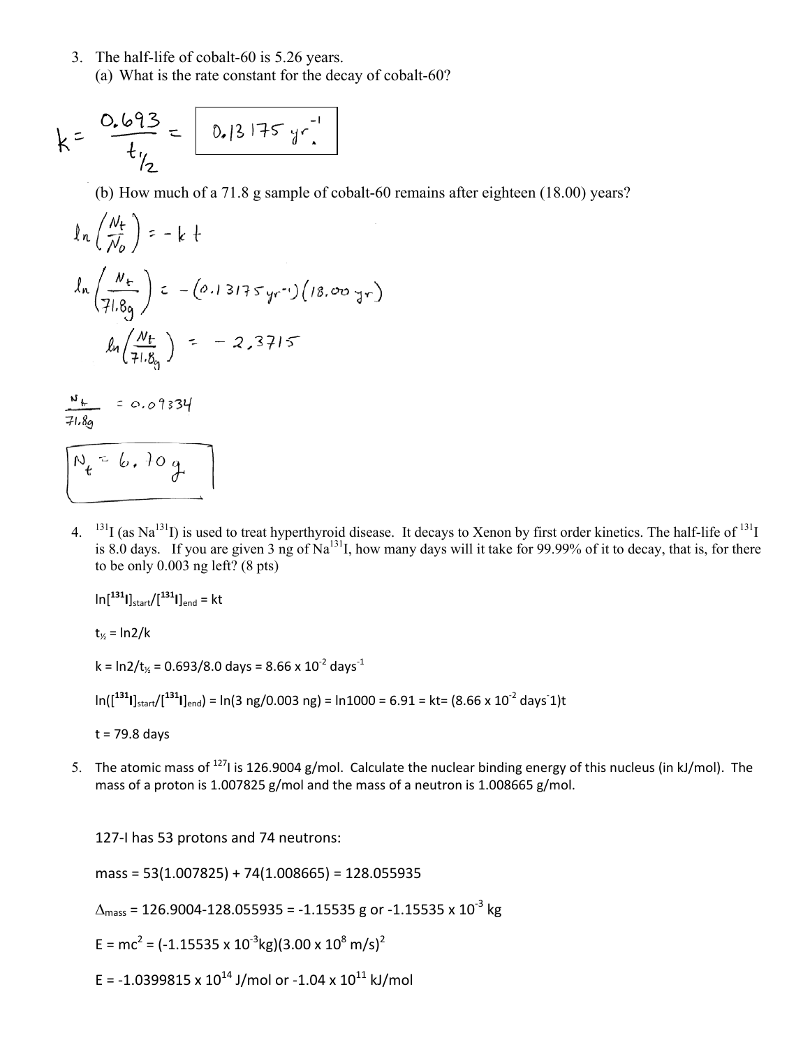3. The half-life of cobalt-60 is 5.26 years.
   (a) What is the rate constant for the decay of cobalt-60?

$$k = \frac{0.693}{t_{1/2}} = \boxed{0.13175\ yr^{-1}}$$

   (b) How much of a 71.8 g sample of cobalt-60 remains after eighteen (18.00) years?

$$\ln\left(\frac{N_t}{N_0}\right) = -kt$$

$$\ln\left(\frac{N_t}{71.8g}\right) = -(0.13175\,yr^{-1})(18.00\,yr)$$

$$\ln\left(\frac{N_t}{71.8g}\right) = -2.3715$$

$$\frac{N_t}{71.8g} = 0.09334$$

$$\boxed{N_t = 6.70\,g}$$

4. $^{131}I$ (as $Na^{131}I$) is used to treat hyperthyroid disease. It decays to Xenon by first order kinetics. The half-life of $^{131}I$ is 8.0 days. If you are given 3 ng of $Na^{131}I$, how many days will it take for 99.99% of it to decay, that is, for there to be only 0.003 ng left? (8 pts)

   $\ln[^{131}I]_{start}/[^{131}I]_{end} = kt$

   $t_{1/2} = \ln 2/k$

   $k = \ln 2/t_{1/2} = 0.693/8.0$ days $= 8.66 \times 10^{-2}$ days$^{-1}$

   $\ln([^{131}I]_{start}/[^{131}I]_{end}) = \ln(3\text{ ng}/0.003\text{ ng}) = \ln 1000 = 6.91 = kt = (8.66 \times 10^{-2}\text{ days}^{-}1)t$

   $t = 79.8$ days

5. The atomic mass of $^{127}I$ is 126.9004 g/mol. Calculate the nuclear binding energy of this nucleus (in kJ/mol). The mass of a proton is 1.007825 g/mol and the mass of a neutron is 1.008665 g/mol.

   127-I has 53 protons and 74 neutrons:

   mass = 53(1.007825) + 74(1.008665) = 128.055935

   $\Delta_{mass} = 126.9004 - 128.055935 = -1.15535$ g or $-1.15535 \times 10^{-3}$ kg

   $E = mc^2 = (-1.15535 \times 10^{-3}\text{kg})(3.00 \times 10^{8}\text{ m/s})^2$

   $E = -1.0399815 \times 10^{14}$ J/mol or $-1.04 \times 10^{11}$ kJ/mol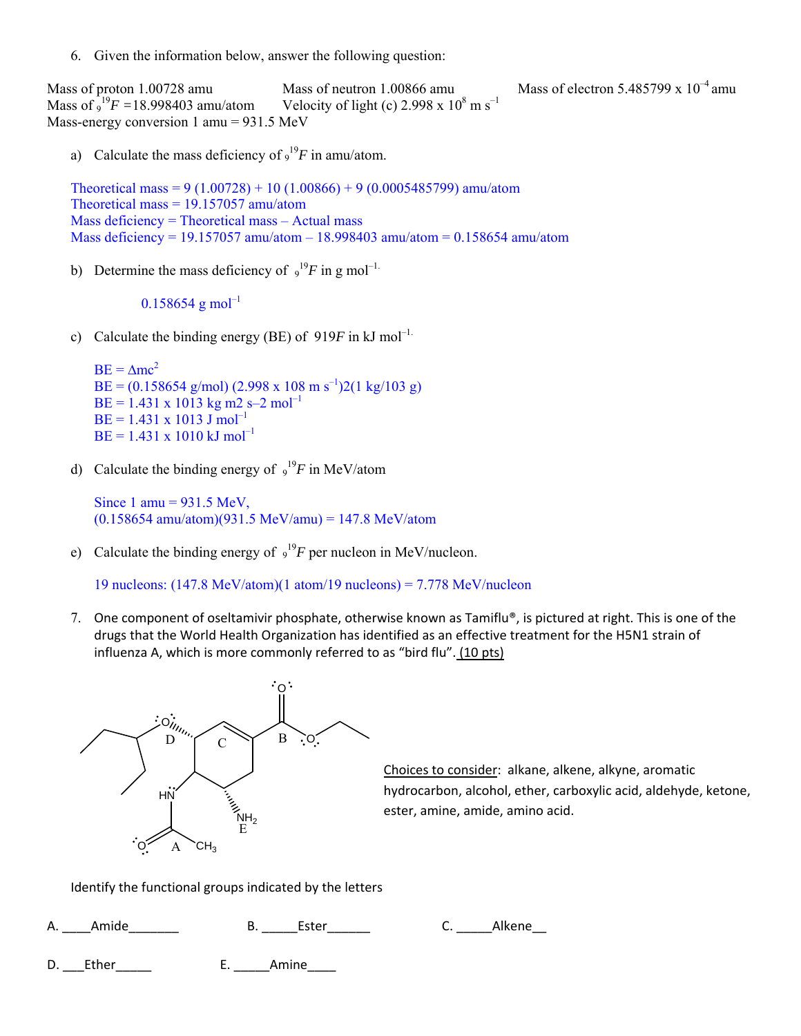6. Given the information below, answer the following question:

Mass of proton 1.00728 amu  Mass of neutron 1.00866 amu  Mass of electron $5.485799 \times 10^{-4}$ amu
Mass of ${}_{9}^{19}F$ = 18.998403 amu/atom  Velocity of light (c) $2.998 \times 10^{8}$ m s$^{-1}$
Mass-energy conversion 1 amu = 931.5 MeV

a) Calculate the mass deficiency of ${}_{9}^{19}F$ in amu/atom.

Theoretical mass = 9 (1.00728) + 10 (1.00866) + 9 (0.0005485799) amu/atom
Theoretical mass = 19.157057 amu/atom
Mass deficiency = Theoretical mass – Actual mass
Mass deficiency = 19.157057 amu/atom – 18.998403 amu/atom = 0.158654 amu/atom

b) Determine the mass deficiency of ${}_{9}^{19}F$ in g mol$^{-1}$.

0.158654 g mol$^{-1}$

c) Calculate the binding energy (BE) of 919F in kJ mol$^{-1}$.

BE = $\Delta mc^2$
BE = (0.158654 g/mol) (2.998 x 108 m s$^{-1}$)2(1 kg/103 g)
BE = 1.431 x 1013 kg m2 s–2 mol$^{-1}$
BE = 1.431 x 1013 J mol$^{-1}$
BE = 1.431 x 1010 kJ mol$^{-1}$

d) Calculate the binding energy of ${}_{9}^{19}F$ in MeV/atom

Since 1 amu = 931.5 MeV,
(0.158654 amu/atom)(931.5 MeV/amu) = 147.8 MeV/atom

e) Calculate the binding energy of ${}_{9}^{19}F$ per nucleon in MeV/nucleon.

19 nucleons: (147.8 MeV/atom)(1 atom/19 nucleons) = 7.778 MeV/nucleon

7. One component of oseltamivir phosphate, otherwise known as Tamiflu®, is pictured at right. This is one of the drugs that the World Health Organization has identified as an effective treatment for the H5N1 strain of influenza A, which is more commonly referred to as "bird flu". (10 pts)

Choices to consider: alkane, alkene, alkyne, aromatic hydrocarbon, alcohol, ether, carboxylic acid, aldehyde, ketone, ester, amine, amide, amino acid.

Identify the functional groups indicated by the letters

A. \_\_\_\_Amide\_\_\_\_\_\_\_  B. \_\_\_\_\_Ester\_\_\_\_\_\_  C. \_\_\_\_\_Alkene\_\_

D. \_\_\_Ether\_\_\_\_\_  E. \_\_\_\_\_Amine\_\_\_\_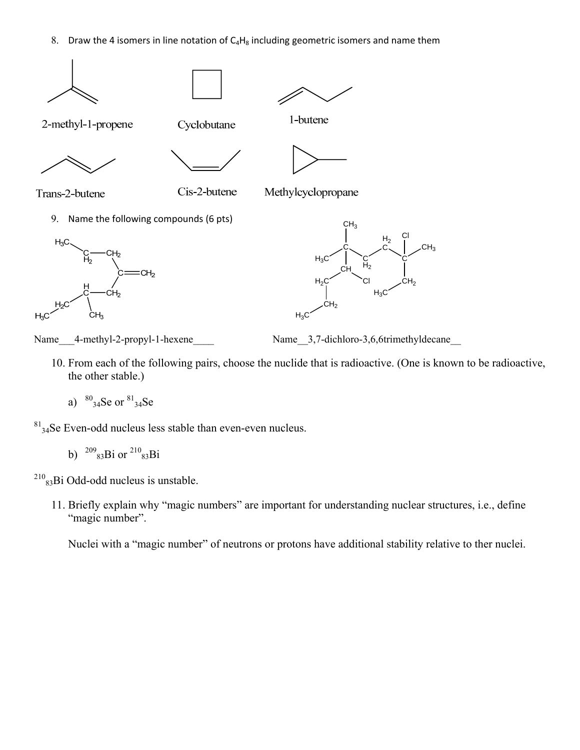8. Draw the 4 isomers in line notation of $C_4H_8$ including geometric isomers and name them

2-methyl-1-propene    Cyclobutane    1-butene

Trans-2-butene    Cis-2-butene    Methylcyclopropane

9. Name the following compounds (6 pts)

Name___4-methyl-2-propyl-1-hexene____

Name__3,7-dichloro-3,6,6trimethyldecane__

10. From each of the following pairs, choose the nuclide that is radioactive. (One is known to be radioactive, the other stable.)

a) $^{80}_{34}Se$ or $^{81}_{34}Se$

$^{81}_{34}Se$ Even-odd nucleus less stable than even-even nucleus.

b) $^{209}_{83}Bi$ or $^{210}_{83}Bi$

$^{210}_{83}Bi$ Odd-odd nucleus is unstable.

11. Briefly explain why "magic numbers" are important for understanding nuclear structures, i.e., define "magic number".

Nuclei with a "magic number" of neutrons or protons have additional stability relative to ther nuclei.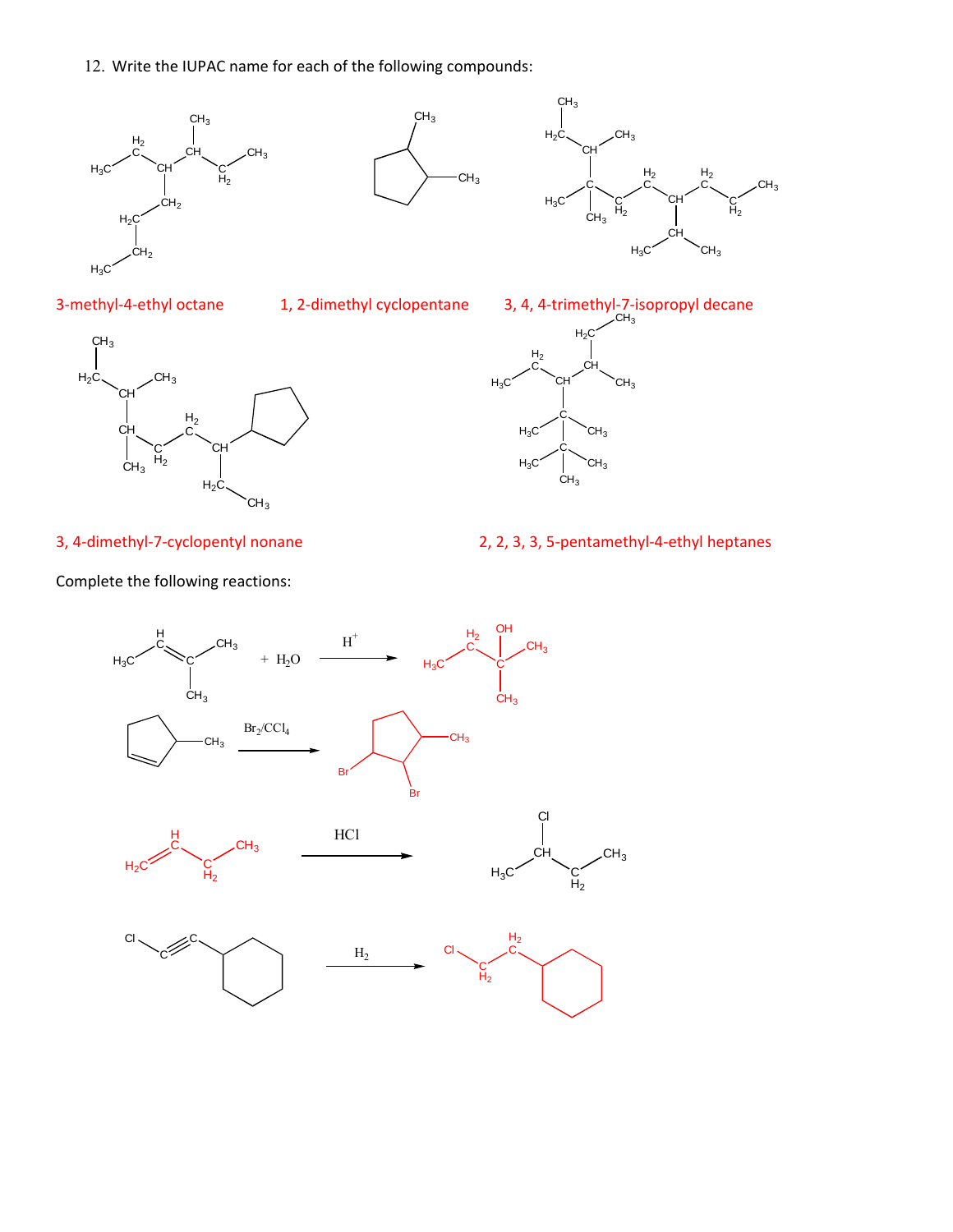12. Write the IUPAC name for each of the following compounds:

3-methyl-4-ethyl octane

1, 2-dimethyl cyclopentane

3, 4, 4-trimethyl-7-isopropyl decane

3, 4-dimethyl-7-cyclopentyl nonane

2, 2, 3, 3, 5-pentamethyl-4-ethyl heptanes

Complete the following reactions:

$+ H_2O \xrightarrow{H^+}$

$\xrightarrow{Br_2/CCl_4}$

$\xrightarrow{HCl}$

$\xrightarrow{H_2}$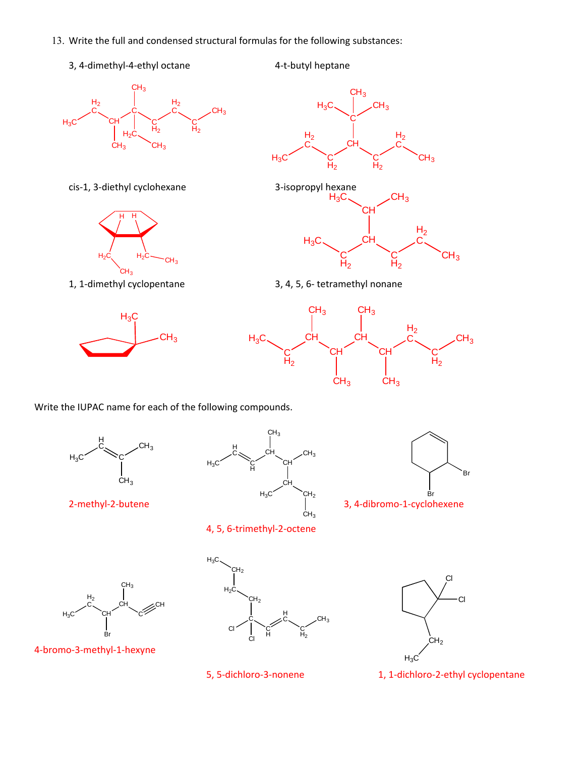13. Write the full and condensed structural formulas for the following substances:

3, 4-dimethyl-4-ethyl octane

4-t-butyl heptane

cis-1, 3-diethyl cyclohexane

3-isopropyl hexane

1, 1-dimethyl cyclopentane

3, 4, 5, 6- tetramethyl nonane

Write the IUPAC name for each of the following compounds.

2-methyl-2-butene

4, 5, 6-trimethyl-2-octene

3, 4-dibromo-1-cyclohexene

4-bromo-3-methyl-1-hexyne

5, 5-dichloro-3-nonene

1, 1-dichloro-2-ethyl cyclopentane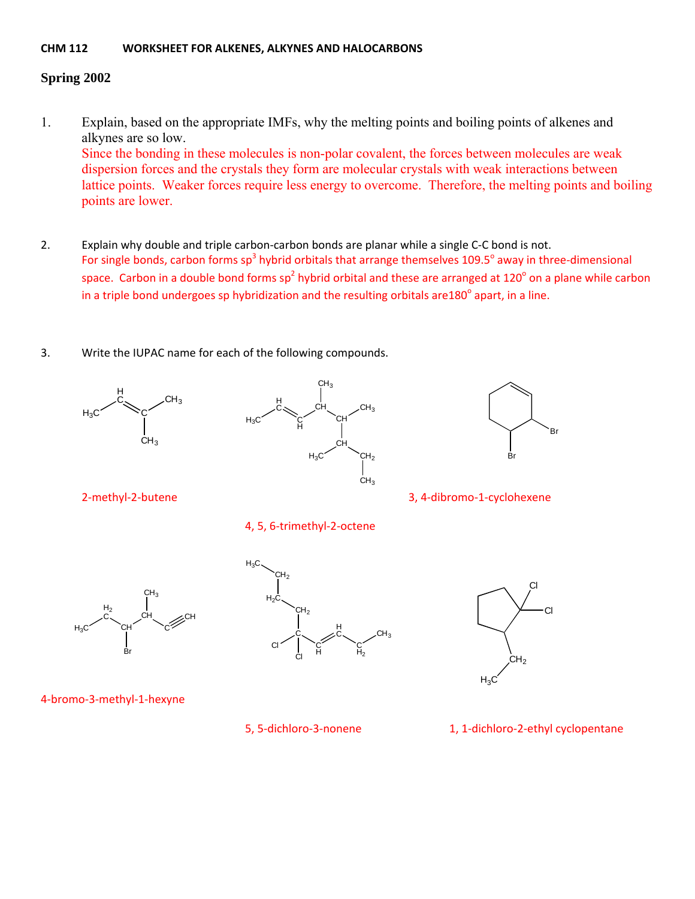**CHM 112 WORKSHEET FOR ALKENES, ALKYNES AND HALOCARBONS**

## Spring 2002

1. Explain, based on the appropriate IMFs, why the melting points and boiling points of alkenes and alkynes are so low.
   Since the bonding in these molecules is non-polar covalent, the forces between molecules are weak dispersion forces and the crystals they form are molecular crystals with weak interactions between lattice points. Weaker forces require less energy to overcome. Therefore, the melting points and boiling points are lower.

2. Explain why double and triple carbon-carbon bonds are planar while a single C-C bond is not.
   For single bonds, carbon forms $sp^3$ hybrid orbitals that arrange themselves $109.5^o$ away in three-dimensional space. Carbon in a double bond forms $sp^2$ hybrid orbital and these are arranged at $120^o$ on a plane while carbon in a triple bond undergoes sp hybridization and the resulting orbitals are$180^o$ apart, in a line.

3. Write the IUPAC name for each of the following compounds.

2-methyl-2-butene

4, 5, 6-trimethyl-2-octene

3, 4-dibromo-1-cyclohexene

4-bromo-3-methyl-1-hexyne

5, 5-dichloro-3-nonene

1, 1-dichloro-2-ethyl cyclopentane